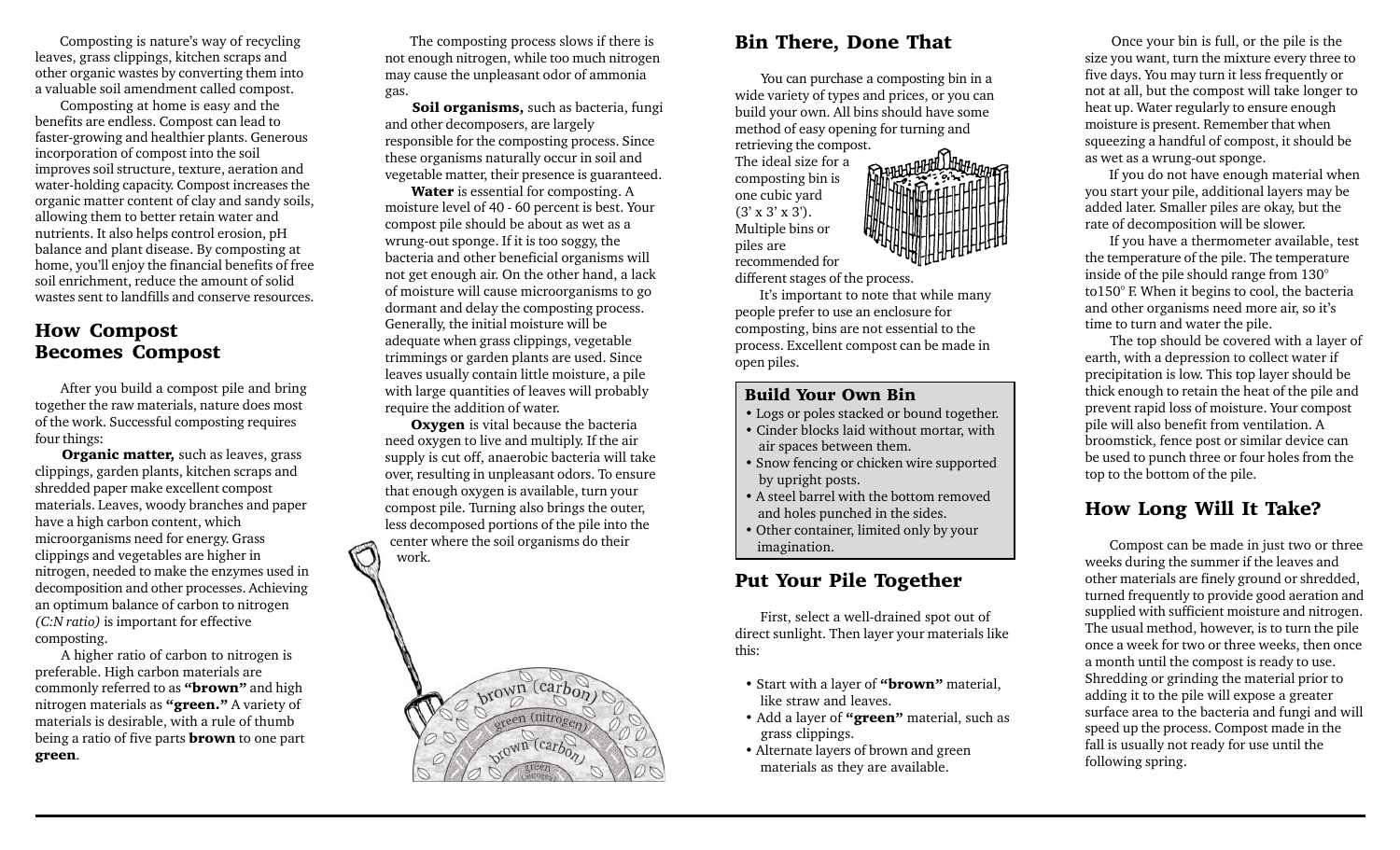Composting is nature's way of recycling leaves, grass clippings, kitchen scraps and other organic wastes by converting them into a valuable soil amendment called compost.

Composting at home is easy and the benefits are endless. Compost can lead to faster-growing and healthier plants. Generous incorporation of compost into the soil improves soil structure, texture, aeration and water-holding capacity. Compost increases the organic matter content of clay and sandy soils, allowing them to better retain water and nutrients. It also helps control erosion, pH balance and plant disease. By composting at home, you'll enjoy the financial benefits of free soil enrichment, reduce the amount of solid wastes sent to landfills and conserve resources.

## How Compost Becomes Compost

After you build a compost pile and bring together the raw materials, nature does most of the work. Successful composting requires four things:

**Organic matter,** such as leaves, grass clippings, garden plants, kitchen scraps and shredded paper make excellent compost materials. Leaves, woody branches and paper have a high carbon content, which microorganisms need for energy. Grass clippings and vegetables are higher in nitrogen, needed to make the enzymes used in decomposition and other processes. Achieving an optimum balance of carbon to nitrogen *(C:N ratio)* is important for effective composting.

A higher ratio of carbon to nitrogen is preferable. High carbon materials are commonly referred to as **"brown"** and high nitrogen materials as **"green."** A variety of materials is desirable, with a rule of thumb being a ratio of five parts **brown** to one part **green**.

The composting process slows if there is not enough nitrogen, while too much nitrogen may cause the unpleasant odor of ammonia gas.

**Soil organisms,** such as bacteria, fungi and other decomposers, are largely responsible for the composting process. Since these organisms naturally occur in soil and vegetable matter, their presence is guaranteed.

**Water** is essential for composting. A moisture level of 40 - 60 percent is best. Your compost pile should be about as wet as a wrung-out sponge. If it is too soggy, the bacteria and other beneficial organisms will not get enough air. On the other hand, a lack of moisture will cause microorganisms to go dormant and delay the composting process. Generally, the initial moisture will be adequate when grass clippings, vegetable trimmings or garden plants are used. Since leaves usually contain little moisture, a pile with large quantities of leaves will probably require the addition of water.

**Oxygen** is vital because the bacteria need oxygen to live and multiply. If the air supply is cut off, anaerobic bacteria will take over, resulting in unpleasant odors. To ensure that enough oxygen is available, turn your compost pile. Turning also brings the outer, less decomposed portions of the pile into the center where the soil organisms do their work.

## Bin There, Done That

You can purchase a composting bin in a wide variety of types and prices, or you can build your own. All bins should have some method of easy opening for turning and retrieving the compost.

The ideal size for a composting bin is one cubic yard (3' x 3' x 3'). Multiple bins or piles are recommended for different stages of the process.

It's important to note that while many people prefer to use an enclosure for composting, bins are not essential to the process. Excellent compost can be made in open piles.

### Build Your Own Bin

- Logs or poles stacked or bound together.
- Cinder blocks laid without mortar, with air spaces between them.
- Snow fencing or chicken wire supported by upright posts.
- A steel barrel with the bottom removed and holes punched in the sides.
- Other container, limited only by your imagination.

## Put Your Pile Together

First, select a well-drained spot out of direct sunlight. Then layer your materials like this:

- Start with a layer of **"brown"** material, like straw and leaves.
- Add a layer of **"green"** material, such as grass clippings.
- Alternate layers of brown and green materials as they are available.

Once your bin is full, or the pile is the size you want, turn the mixture every three to five days. You may turn it less frequently or not at all, but the compost will take longer to heat up. Water regularly to ensure enough moisture is present. Remember that when squeezing a handful of compost, it should be as wet as a wrung-out sponge.

If you do not have enough material when you start your pile, additional layers may be added later. Smaller piles are okay, but the rate of decomposition will be slower.

If you have a thermometer available, test the temperature of the pile. The temperature inside of the pile should range from 130° to150° F. When it begins to cool, the bacteria and other organisms need more air, so it's time to turn and water the pile.

The top should be covered with a layer of earth, with a depression to collect water if precipitation is low. This top layer should be thick enough to retain the heat of the pile and prevent rapid loss of moisture. Your compost pile will also benefit from ventilation. A broomstick, fence post or similar device can be used to punch three or four holes from the top to the bottom of the pile.

## How Long Will It Take?

Compost can be made in just two or three weeks during the summer if the leaves and other materials are finely ground or shredded, turned frequently to provide good aeration and supplied with sufficient moisture and nitrogen. The usual method, however, is to turn the pile once a week for two or three weeks, then once a month until the compost is ready to use. Shredding or grinding the material prior to adding it to the pile will expose a greater surface area to the bacteria and fungi and will speed up the process. Compost made in the fall is usually not ready for use until the following spring.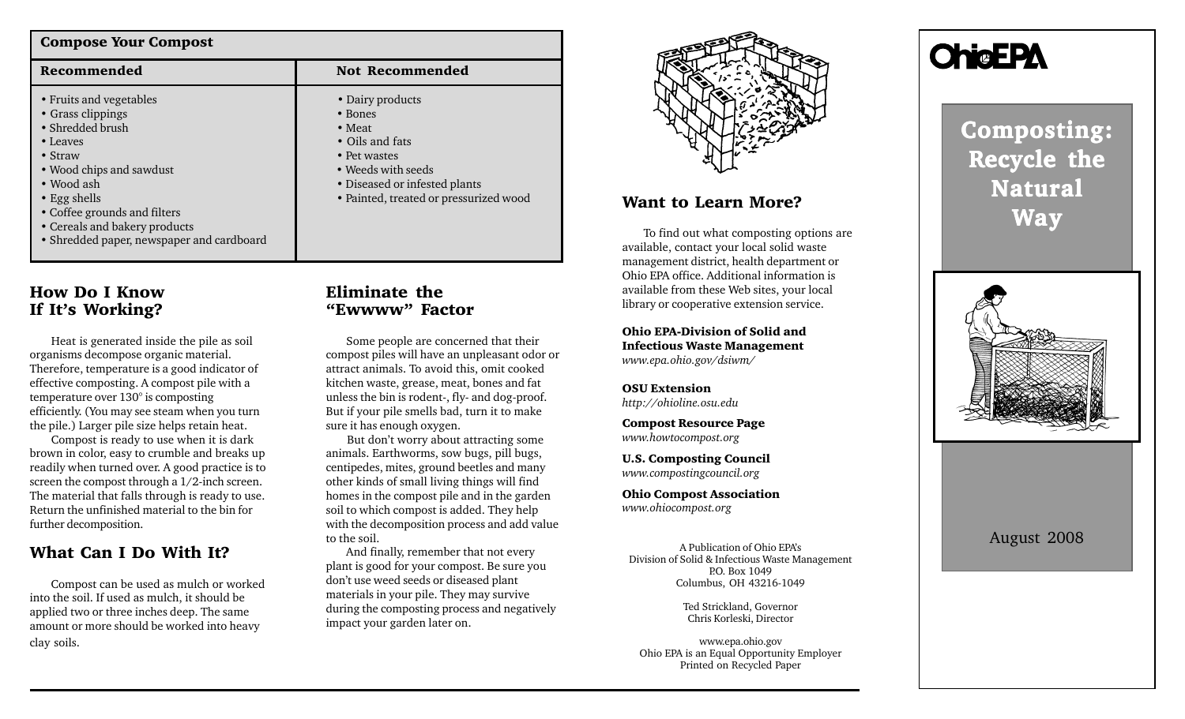## Compose Your Compost

| Recommended | Not Recommended |
|---|---|
| • Fruits and vegetables<br>• Grass clippings<br>• Shredded brush<br>• Leaves<br>• Straw<br>• Wood chips and sawdust<br>• Wood ash<br>• Egg shells<br>• Coffee grounds and filters<br>• Cereals and bakery products<br>• Shredded paper, newspaper and cardboard | • Dairy products<br>• Bones<br>• Meat<br>• Oils and fats<br>• Pet wastes<br>• Weeds with seeds<br>• Diseased or infested plants<br>• Painted, treated or pressurized wood |

## How Do I Know If It's Working?

Heat is generated inside the pile as soil organisms decompose organic material. Therefore, temperature is a good indicator of effective composting. A compost pile with a temperature over 130° is composting efficiently. (You may see steam when you turn the pile.) Larger pile size helps retain heat.

Compost is ready to use when it is dark brown in color, easy to crumble and breaks up readily when turned over. A good practice is to screen the compost through a 1/2-inch screen. The material that falls through is ready to use. Return the unfinished material to the bin for further decomposition.

## What Can I Do With It?

Compost can be used as mulch or worked into the soil. If used as mulch, it should be applied two or three inches deep. The same amount or more should be worked into heavy clay soils.

## Eliminate the "Ewwww" Factor

Some people are concerned that their compost piles will have an unpleasant odor or attract animals. To avoid this, omit cooked kitchen waste, grease, meat, bones and fat unless the bin is rodent-, fly- and dog-proof. But if your pile smells bad, turn it to make sure it has enough oxygen.

But don't worry about attracting some animals. Earthworms, sow bugs, pill bugs, centipedes, mites, ground beetles and many other kinds of small living things will find homes in the compost pile and in the garden soil to which compost is added. They help with the decomposition process and add value to the soil.

And finally, remember that not every plant is good for your compost. Be sure you don't use weed seeds or diseased plant materials in your pile. They may survive during the composting process and negatively impact your garden later on.

## Want to Learn More?

To find out what composting options are available, contact your local solid waste management district, health department or Ohio EPA office. Additional information is available from these Web sites, your local library or cooperative extension service.

**Ohio EPA-Division of Solid and Infectious Waste Management**
*www.epa.ohio.gov/dsiwm/*

**OSU Extension**
*http://ohioline.osu.edu*

**Compost Resource Page**
*www.howtocompost.org*

**U.S. Composting Council**
*www.compostingcouncil.org*

**Ohio Compost Association**
*www.ohiocompost.org*

A Publication of Ohio EPA's
Division of Solid & Infectious Waste Management
P.O. Box 1049
Columbus, OH 43216-1049

Ted Strickland, Governor
Chris Korleski, Director

www.epa.ohio.gov
Ohio EPA is an Equal Opportunity Employer
Printed on Recycled Paper

Ohio EPA

# Composting: Recycle the Natural Way

August 2008